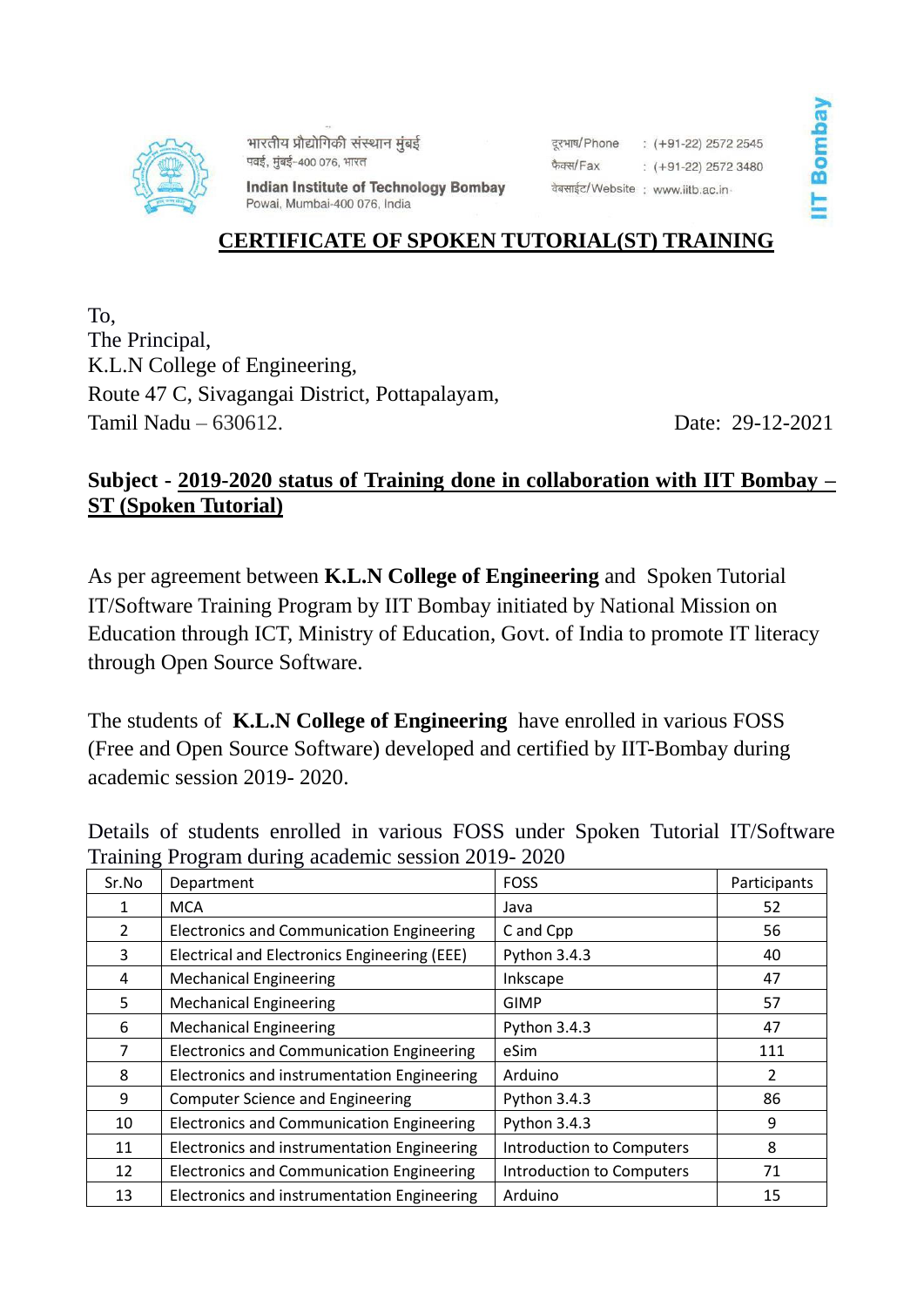भारतीय प्रौद्योगिकी संस्थान मुंबई
पवई, मुंबई-400 076, भारत

**Indian Institute of Technology Bombay**
Powai, Mumbai-400 076, India

दूरभाष/Phone : (+91-22) 2572 2545
फैक्स/Fax : (+91-22) 2572 3480
वेबसाईट/Website : www.iitb.ac.in

**IIT Bombay**

# CERTIFICATE OF SPOKEN TUTORIAL(ST) TRAINING

To,
The Principal,
K.L.N College of Engineering,
Route 47 C, Sivagangai District, Pottapalayam,
Tamil Nadu – 630612.

Date: 29-12-2021

**Subject - 2019-2020 status of Training done in collaboration with IIT Bombay – ST (Spoken Tutorial)**

As per agreement between **K.L.N College of Engineering** and Spoken Tutorial IT/Software Training Program by IIT Bombay initiated by National Mission on Education through ICT, Ministry of Education, Govt. of India to promote IT literacy through Open Source Software.

The students of **K.L.N College of Engineering** have enrolled in various FOSS (Free and Open Source Software) developed and certified by IIT-Bombay during academic session 2019- 2020.

Details of students enrolled in various FOSS under Spoken Tutorial IT/Software Training Program during academic session 2019- 2020

| Sr.No | Department | FOSS | Participants |
|---|---|---|---|
| 1 | MCA | Java | 52 |
| 2 | Electronics and Communication Engineering | C and Cpp | 56 |
| 3 | Electrical and Electronics Engineering (EEE) | Python 3.4.3 | 40 |
| 4 | Mechanical Engineering | Inkscape | 47 |
| 5 | Mechanical Engineering | GIMP | 57 |
| 6 | Mechanical Engineering | Python 3.4.3 | 47 |
| 7 | Electronics and Communication Engineering | eSim | 111 |
| 8 | Electronics and instrumentation Engineering | Arduino | 2 |
| 9 | Computer Science and Engineering | Python 3.4.3 | 86 |
| 10 | Electronics and Communication Engineering | Python 3.4.3 | 9 |
| 11 | Electronics and instrumentation Engineering | Introduction to Computers | 8 |
| 12 | Electronics and Communication Engineering | Introduction to Computers | 71 |
| 13 | Electronics and instrumentation Engineering | Arduino | 15 |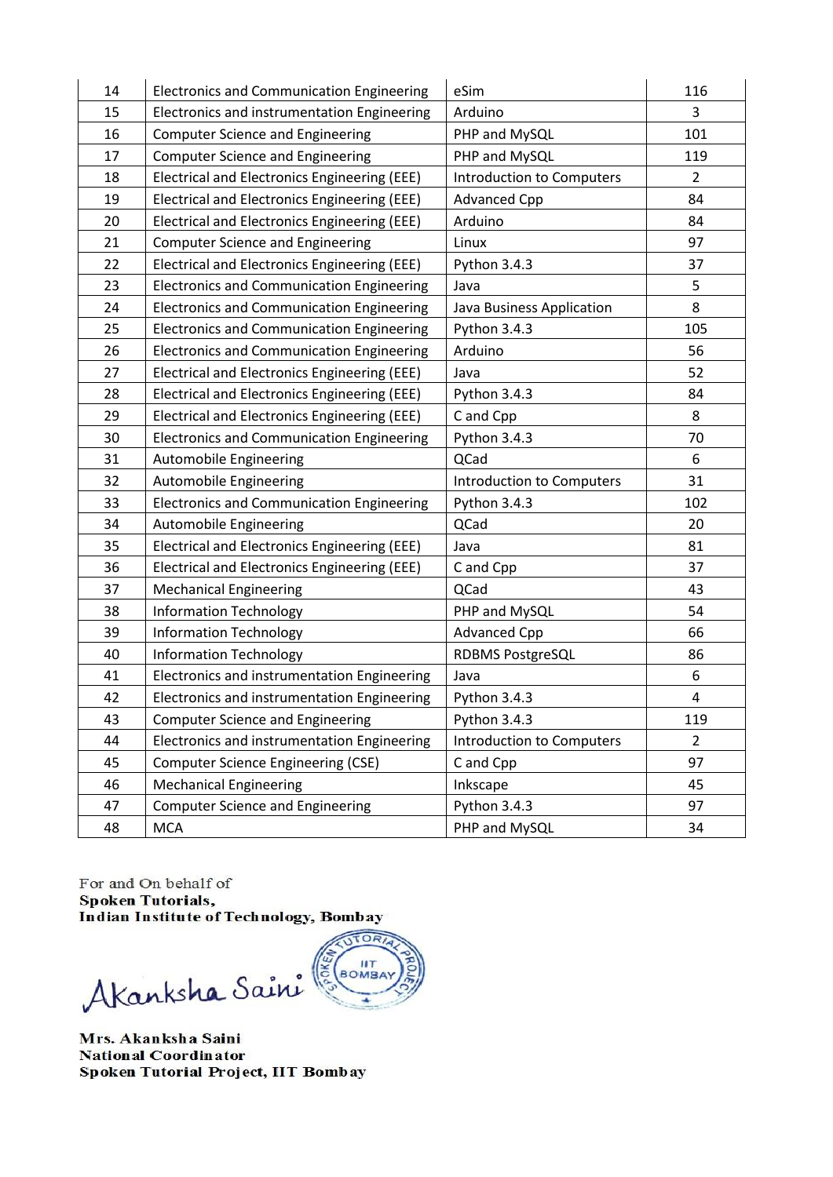| | | | |
|---|---|---|---|
| 14 | Electronics and Communication Engineering | eSim | 116 |
| 15 | Electronics and instrumentation Engineering | Arduino | 3 |
| 16 | Computer Science and Engineering | PHP and MySQL | 101 |
| 17 | Computer Science and Engineering | PHP and MySQL | 119 |
| 18 | Electrical and Electronics Engineering (EEE) | Introduction to Computers | 2 |
| 19 | Electrical and Electronics Engineering (EEE) | Advanced Cpp | 84 |
| 20 | Electrical and Electronics Engineering (EEE) | Arduino | 84 |
| 21 | Computer Science and Engineering | Linux | 97 |
| 22 | Electrical and Electronics Engineering (EEE) | Python 3.4.3 | 37 |
| 23 | Electronics and Communication Engineering | Java | 5 |
| 24 | Electronics and Communication Engineering | Java Business Application | 8 |
| 25 | Electronics and Communication Engineering | Python 3.4.3 | 105 |
| 26 | Electronics and Communication Engineering | Arduino | 56 |
| 27 | Electrical and Electronics Engineering (EEE) | Java | 52 |
| 28 | Electrical and Electronics Engineering (EEE) | Python 3.4.3 | 84 |
| 29 | Electrical and Electronics Engineering (EEE) | C and Cpp | 8 |
| 30 | Electronics and Communication Engineering | Python 3.4.3 | 70 |
| 31 | Automobile Engineering | QCad | 6 |
| 32 | Automobile Engineering | Introduction to Computers | 31 |
| 33 | Electronics and Communication Engineering | Python 3.4.3 | 102 |
| 34 | Automobile Engineering | QCad | 20 |
| 35 | Electrical and Electronics Engineering (EEE) | Java | 81 |
| 36 | Electrical and Electronics Engineering (EEE) | C and Cpp | 37 |
| 37 | Mechanical Engineering | QCad | 43 |
| 38 | Information Technology | PHP and MySQL | 54 |
| 39 | Information Technology | Advanced Cpp | 66 |
| 40 | Information Technology | RDBMS PostgreSQL | 86 |
| 41 | Electronics and instrumentation Engineering | Java | 6 |
| 42 | Electronics and instrumentation Engineering | Python 3.4.3 | 4 |
| 43 | Computer Science and Engineering | Python 3.4.3 | 119 |
| 44 | Electronics and instrumentation Engineering | Introduction to Computers | 2 |
| 45 | Computer Science Engineering (CSE) | C and Cpp | 97 |
| 46 | Mechanical Engineering | Inkscape | 45 |
| 47 | Computer Science and Engineering | Python 3.4.3 | 97 |
| 48 | MCA | PHP and MySQL | 34 |

For and On behalf of
**Spoken Tutorials,**
**Indian Institute of Technology, Bombay**

Akanksha Saini

SPOKEN TUTORIAL PROJECT IIT BOMBAY

**Mrs. Akanksha Saini**
**National Coordinator**
**Spoken Tutorial Project, IIT Bombay**